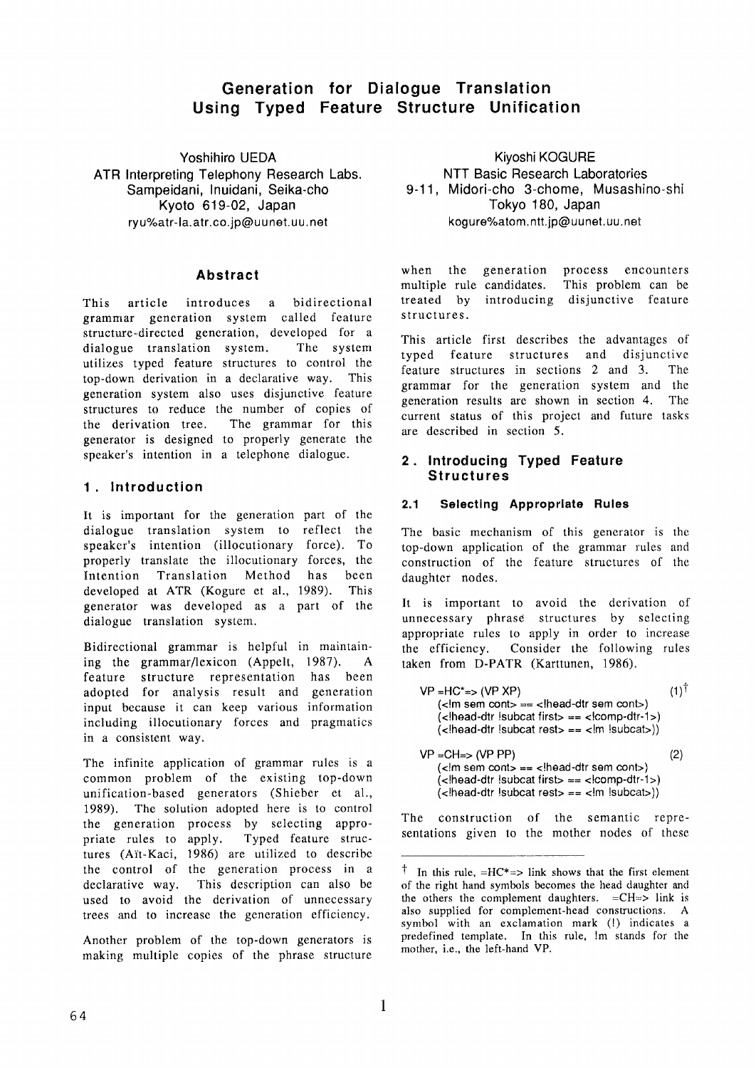# Generation for Dialogue Translation Using Typed Feature Structure Unification

Yoshihiro UEDA
ATR Interpreting Telephony Research Labs.
Sampeidani, Inuidani, Seika-cho
Kyoto 619-02, Japan
ryu%atr-la.atr.co.jp@uunet.uu.net

Kiyoshi KOGURE
NTT Basic Research Laboratories
9-11, Midori-cho 3-chome, Musashino-shi
Tokyo 180, Japan
kogure%atom.ntt.jp@uunet.uu.net

### Abstract

This article introduces a bidirectional grammar generation system called feature structure-directed generation, developed for a dialogue translation system. The system utilizes typed feature structures to control the top-down derivation in a declarative way. This generation system also uses disjunctive feature structures to reduce the number of copies of the derivation tree. The grammar for this generator is designed to properly generate the speaker's intention in a telephone dialogue.

## 1. Introduction

It is important for the generation part of the dialogue translation system to reflect the speaker's intention (illocutionary force). To properly translate the illocutionary forces, the Intention Translation Method has been developed at ATR (Kogure et al., 1989). This generator was developed as a part of the dialogue translation system.

Bidirectional grammar is helpful in maintaining the grammar/lexicon (Appelt, 1987). A feature structure representation has been adopted for analysis result and generation input because it can keep various information including illocutionary forces and pragmatics in a consistent way.

The infinite application of grammar rules is a common problem of the existing top-down unification-based generators (Shieber et al., 1989). The solution adopted here is to control the generation process by selecting appropriate rules to apply. Typed feature structures (Aït-Kaci, 1986) are utilized to describe the control of the generation process in a declarative way. This description can also be used to avoid the derivation of unnecessary trees and to increase the generation efficiency.

Another problem of the top-down generators is making multiple copies of the phrase structure when the generation process encounters multiple rule candidates. This problem can be treated by introducing disjunctive feature structures.

This article first describes the advantages of typed feature structures and disjunctive feature structures in sections 2 and 3. The grammar for the generation system and the generation results are shown in section 4. The current status of this project and future tasks are described in section 5.

## 2. Introducing Typed Feature Structures

### 2.1 Selecting Appropriate Rules

The basic mechanism of this generator is the top-down application of the grammar rules and construction of the feature structures of the daughter nodes.

It is important to avoid the derivation of unnecessary phrase structures by selecting appropriate rules to apply in order to increase the efficiency. Consider the following rules taken from D-PATR (Karttunen, 1986).

```
VP =HC*=> (VP XP)                                    (1)†
  (<!m sem cont> == <!head-dtr sem cont>)
  (<!head-dtr !subcat first> == <!comp-dtr-1>)
  (<!head-dtr !subcat rest> == <!m !subcat>))

VP =CH=> (VP PP)                                     (2)
  (<!m sem cont> == <!head-dtr sem cont>)
  (<!head-dtr !subcat first> == <!comp-dtr-1>)
  (<!head-dtr !subcat rest> == <!m !subcat>))
```

The construction of the semantic representations given to the mother nodes of these

† In this rule, =HC\*=> link shows that the first element of the right hand symbols becomes the head daughter and the others the complement daughters. =CH=> link is also supplied for complement-head constructions. A symbol with an exclamation mark (!) indicates a predefined template. In this rule, !m stands for the mother, i.e., the left-hand VP.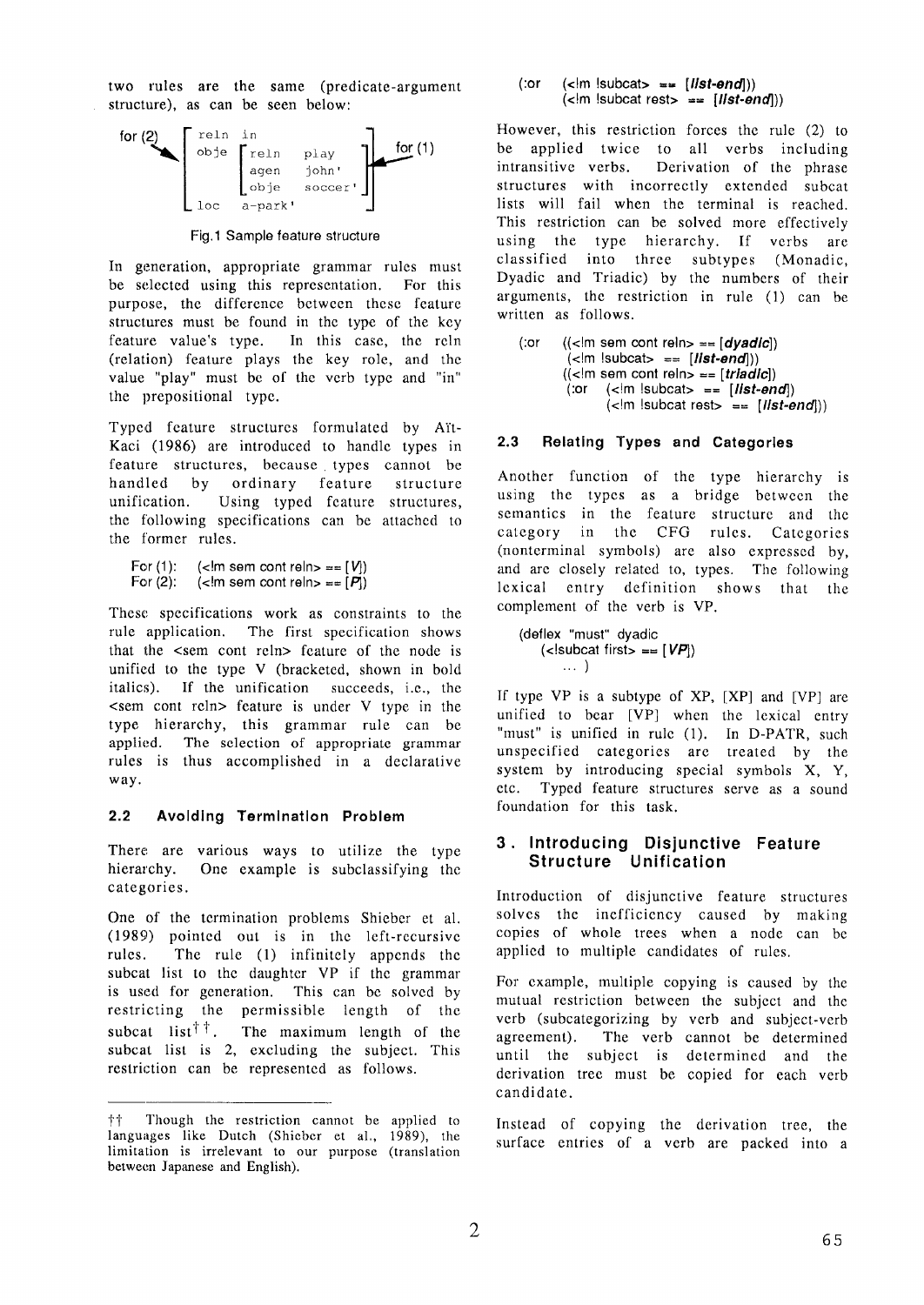two rules are the same (predicate-argument structure), as can be seen below:

```
for (2)  [ reln  in                              ]
         [ obje  [ reln  play    ]  ← for (1)    ]
         [       [ agen  john'   ]               ]
         [       [ obje  soccer' ]               ]
         [ loc   a-park'                         ]
```

Fig.1 Sample feature structure

In generation, appropriate grammar rules must be selected using this representation. For this purpose, the difference between these feature structures must be found in the type of the key feature value's type. In this case, the reln (relation) feature plays the key role, and the value "play" must be of the verb type and "in" the prepositional type.

Typed feature structures formulated by Aït-Kaci (1986) are introduced to handle types in feature structures, because types cannot be handled by ordinary feature structure unification. Using typed feature structures, the following specifications can be attached to the former rules.

```
For (1):   (<!m sem cont reln> == [V])
For (2):   (<!m sem cont reln> == [P])
```

These specifications work as constraints to the rule application. The first specification shows that the <sem cont reln> feature of the node is unified to the type V (bracketed, shown in bold italics). If the unification succeeds, i.e., the <sem cont reln> feature is under V type in the type hierarchy, this grammar rule can be applied. The selection of appropriate grammar rules is thus accomplished in a declarative way.

### 2.2 Avoiding Termination Problem

There are various ways to utilize the type hierarchy. One example is subclassifying the categories.

One of the termination problems Shieber et al. (1989) pointed out is in the left-recursive rules. The rule (1) infinitely appends the subcat list to the daughter VP if the grammar is used for generation. This can be solved by restricting the permissible length of the subcat list[††]. The maximum length of the subcat list is 2, excluding the subject. This restriction can be represented as follows.

```
(:or   (<!m !subcat> == [list-end])
       (<!m !subcat rest> == [list-end]))
```

However, this restriction forces the rule (2) to be applied twice to all verbs including intransitive verbs. Derivation of the phrase structures with incorrectly extended subcat lists will fail when the terminal is reached. This restriction can be solved more effectively using the type hierarchy. If verbs are classified into three subtypes (Monadic, Dyadic and Triadic) by the numbers of their arguments, the restriction in rule (1) can be written as follows.

```
(:or   ((<!m sem cont reln> == [dyadic])
        (<!m !subcat> == [list-end]))
       ((<!m sem cont reln> == [triadic])
        (:or  (<!m !subcat> == [list-end])
              (<!m !subcat rest> == [list-end]))
```

### 2.3 Relating Types and Categories

Another function of the type hierarchy is using the types as a bridge between the semantics in the feature structure and the category in the CFG rules. Categories (nonterminal symbols) are also expressed by, and are closely related to, types. The following lexical entry definition shows that the complement of the verb is VP.

```
(deflex "must" dyadic
   (<!subcat first> == [VP])
      ... )
```

If type VP is a subtype of XP, [XP] and [VP] are unified to bear [VP] when the lexical entry "must" is unified in rule (1). In D-PATR, such unspecified categories are treated by the system by introducing special symbols X, Y, etc. Typed feature structures serve as a sound foundation for this task.

## 3. Introducing Disjunctive Feature Structure Unification

Introduction of disjunctive feature structures solves the inefficiency caused by making copies of whole trees when a node can be applied to multiple candidates of rules.

For example, multiple copying is caused by the mutual restriction between the subject and the verb (subcategorizing by verb and subject-verb agreement). The verb cannot be determined until the subject is determined and the derivation tree must be copied for each verb candidate.

Instead of copying the derivation tree, the surface entries of a verb are packed into a

[††] Though the restriction cannot be applied to languages like Dutch (Shieber et al., 1989), the limitation is irrelevant to our purpose (translation between Japanese and English).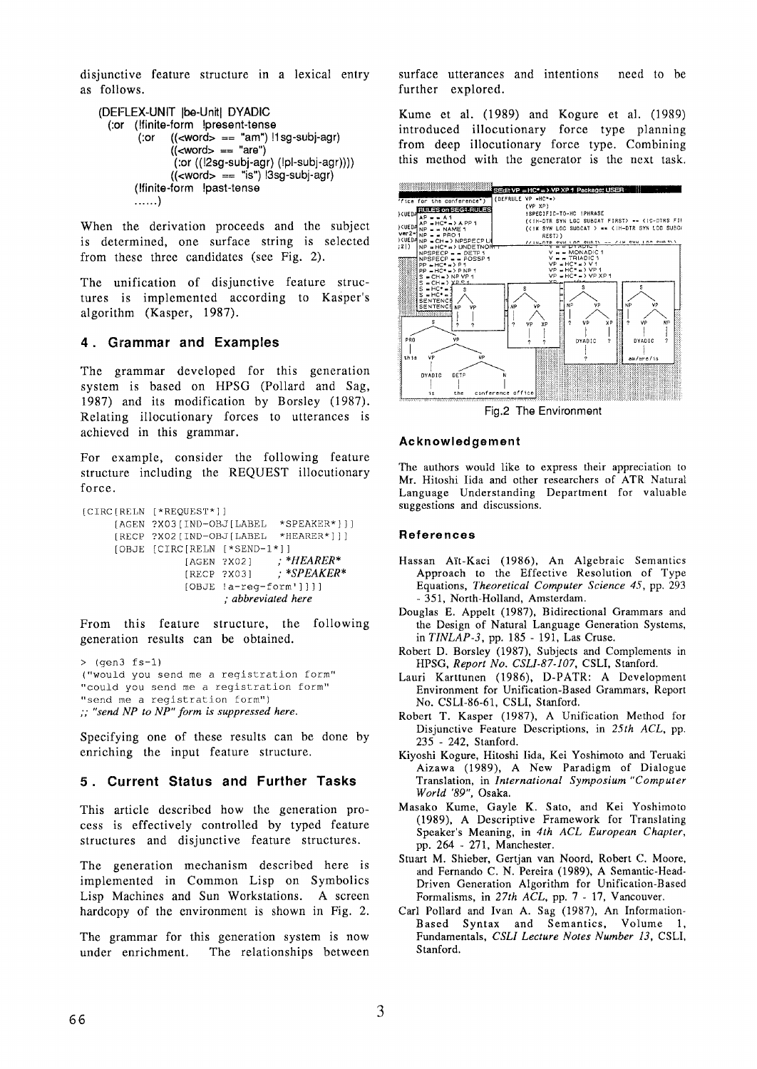disjunctive feature structure in a lexical entry as follows.

```
(DEFLEX-UNIT |be-Unit| DYADIC
  (:or (!finite-form !present-tense
        (:or ((<word> == "am") !1sg-subj-agr)
             ((<word> == "are")
              (:or ((!2sg-subj-agr) (!pl-subj-agr))))
             ((<word> == "is") !3sg-subj-agr)
       (!finite-form !past-tense
        ......)
```

When the derivation proceeds and the subject is determined, one surface string is selected from these three candidates (see Fig. 2).

The unification of disjunctive feature structures is implemented according to Kasper's algorithm (Kasper, 1987).

## 4. Grammar and Examples

The grammar developed for this generation system is based on HPSG (Pollard and Sag, 1987) and its modification by Borsley (1987). Relating illocutionary forces to utterances is achieved in this grammar.

For example, consider the following feature structure including the REQUEST illocutionary force.

```
[CIRC[RELN [*REQUEST*]]
     [AGEN ?X03[IND-OBJ[LABEL  *SPEAKER*]]]
     [RECP ?X02[IND-OBJ[LABEL  *HEARER*]]]
     [OBJE [CIRC[RELN [*SEND-1*]]
                [AGEN ?X02]    ; *HEARER*
                [RECP ?X03]    ; *SPEAKER*
                [OBJE !a-reg-form']]]]
                ; abbreviated here
```

From this feature structure, the following generation results can be obtained.

```
> (gen3 fs-1)
("would you send me a registration form"
"could you send me a registration form"
"send me a registration form")
;; "send NP to NP" form is suppressed here.
```

Specifying one of these results can be done by enriching the input feature structure.

## 5. Current Status and Further Tasks

This article described how the generation process is effectively controlled by typed feature structures and disjunctive feature structures.

The generation mechanism described here is implemented in Common Lisp on Symbolics Lisp Machines and Sun Workstations. A screen hardcopy of the environment is shown in Fig. 2.

The grammar for this generation system is now under enrichment. The relationships between surface utterances and intentions need to be further explored.

Kume et al. (1989) and Kogure et al. (1989) introduced illocutionary force type planning from deep illocutionary force type. Combining this method with the generator is the next task.

Fig.2 The Environment

### Acknowledgement

The authors would like to express their appreciation to Mr. Hitoshi Iida and other researchers of ATR Natural Language Understanding Department for valuable suggestions and discussions.

### References

Hassan Aït-Kaci (1986), An Algebraic Semantics Approach to the Effective Resolution of Type Equations, *Theoretical Computer Science 45*, pp. 293 - 351, North-Holland, Amsterdam.

Douglas E. Appelt (1987), Bidirectional Grammars and the Design of Natural Language Generation Systems, in *TINLAP-3*, pp. 185 - 191, Las Cruse.

Robert D. Borsley (1987), Subjects and Complements in HPSG, *Report No. CSLI-87-107*, CSLI, Stanford.

Lauri Karttunen (1986), D-PATR: A Development Environment for Unification-Based Grammars, Report No. CSLI-86-61, CSLI, Stanford.

Robert T. Kasper (1987), A Unification Method for Disjunctive Feature Descriptions, in *25th ACL*, pp. 235 - 242, Stanford.

Kiyoshi Kogure, Hitoshi Iida, Kei Yoshimoto and Teruaki Aizawa (1989), A New Paradigm of Dialogue Translation, in *International Symposium "Computer World '89"*, Osaka.

Masako Kume, Gayle K. Sato, and Kei Yoshimoto (1989), A Descriptive Framework for Translating Speaker's Meaning, in *4th ACL European Chapter*, pp. 264 - 271, Manchester.

Stuart M. Shieber, Gertjan van Noord, Robert C. Moore, and Fernando C. N. Pereira (1989), A Semantic-Head-Driven Generation Algorithm for Unification-Based Formalisms, in *27th ACL*, pp. 7 - 17, Vancouver.

Carl Pollard and Ivan A. Sag (1987), An Information-Based Syntax and Semantics, Volume 1, Fundamentals, *CSLI Lecture Notes Number 13*, CSLI, Stanford.